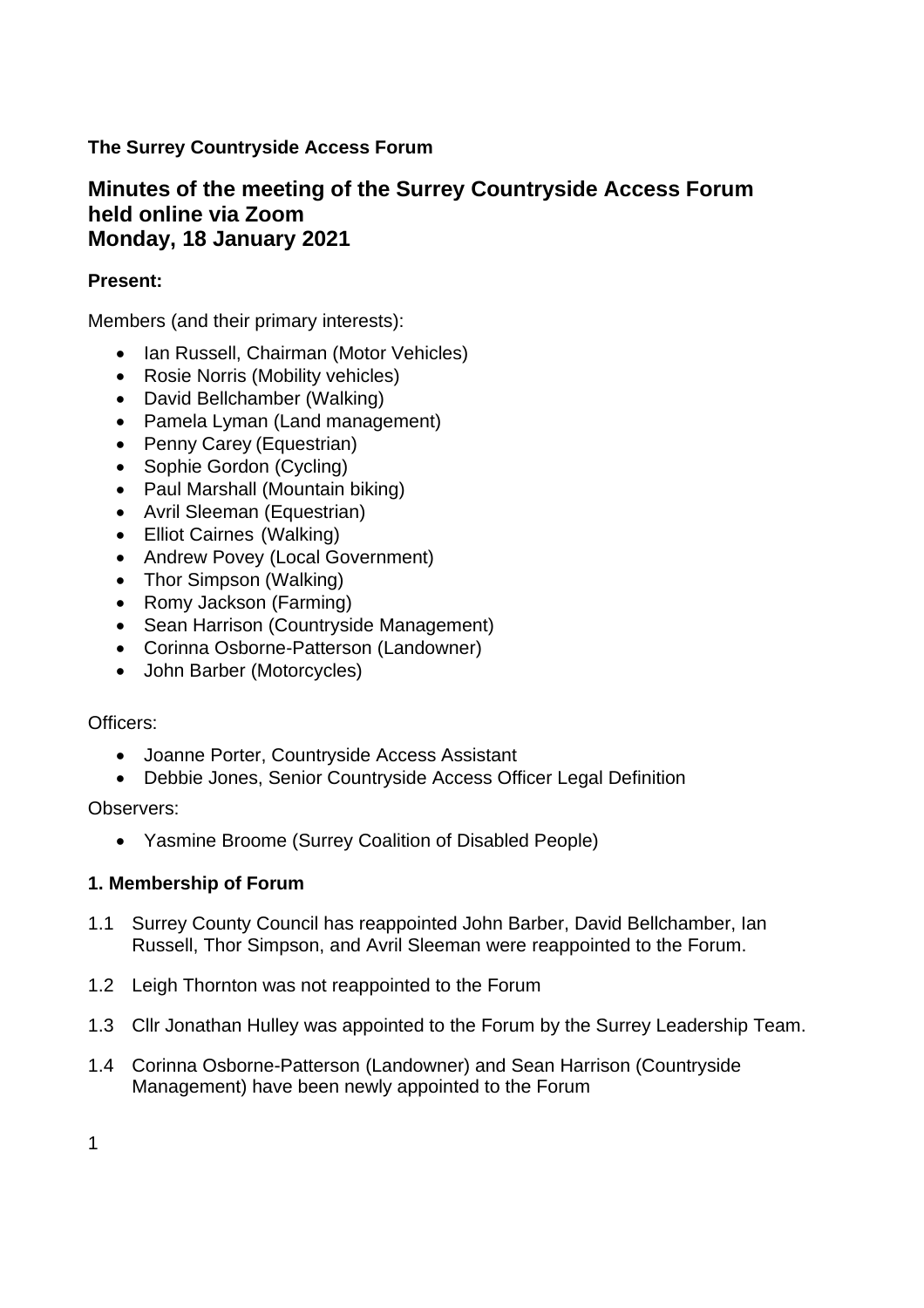**The Surrey Countryside Access Forum**

# Minutes of the meeting of the Surrey Countryside Access Forum held online via Zoom Monday, 18 January 2021

**Present:**

Members (and their primary interests):

- Ian Russell, Chairman (Motor Vehicles)
- Rosie Norris (Mobility vehicles)
- David Bellchamber (Walking)
- Pamela Lyman (Land management)
- Penny Carey (Equestrian)
- Sophie Gordon (Cycling)
- Paul Marshall (Mountain biking)
- Avril Sleeman (Equestrian)
- Elliot Cairnes (Walking)
- Andrew Povey (Local Government)
- Thor Simpson (Walking)
- Romy Jackson (Farming)
- Sean Harrison (Countryside Management)
- Corinna Osborne-Patterson (Landowner)
- John Barber (Motorcycles)

Officers:

- Joanne Porter, Countryside Access Assistant
- Debbie Jones, Senior Countryside Access Officer Legal Definition

Observers:

- Yasmine Broome (Surrey Coalition of Disabled People)

### 1. Membership of Forum

1.1 Surrey County Council has reappointed John Barber, David Bellchamber, Ian Russell, Thor Simpson, and Avril Sleeman were reappointed to the Forum.

1.2 Leigh Thornton was not reappointed to the Forum

1.3 Cllr Jonathan Hulley was appointed to the Forum by the Surrey Leadership Team.

1.4 Corinna Osborne-Patterson (Landowner) and Sean Harrison (Countryside Management) have been newly appointed to the Forum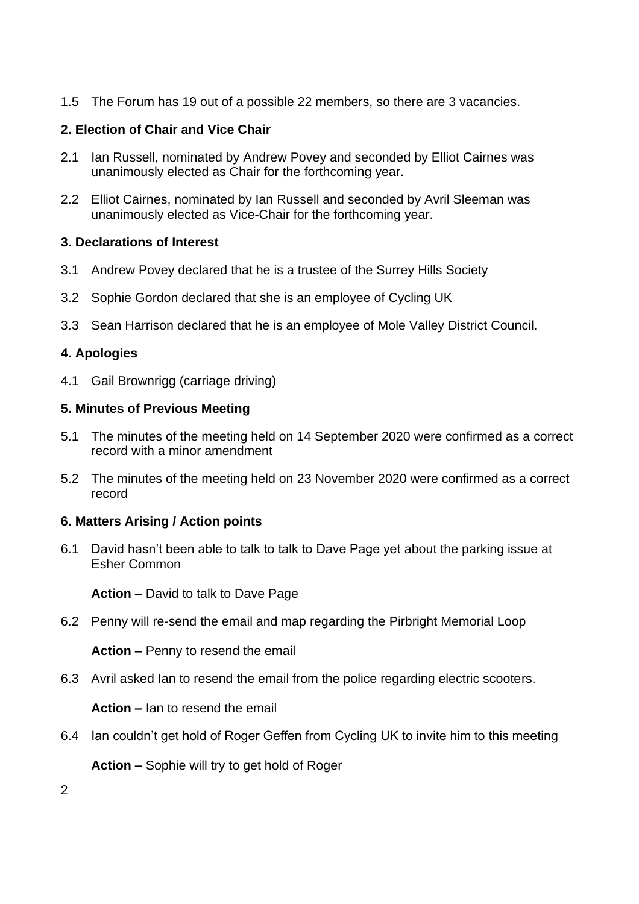1.5 The Forum has 19 out of a possible 22 members, so there are 3 vacancies.

## 2. Election of Chair and Vice Chair

2.1 Ian Russell, nominated by Andrew Povey and seconded by Elliot Cairnes was unanimously elected as Chair for the forthcoming year.

2.2 Elliot Cairnes, nominated by Ian Russell and seconded by Avril Sleeman was unanimously elected as Vice-Chair for the forthcoming year.

## 3. Declarations of Interest

3.1 Andrew Povey declared that he is a trustee of the Surrey Hills Society

3.2 Sophie Gordon declared that she is an employee of Cycling UK

3.3 Sean Harrison declared that he is an employee of Mole Valley District Council.

## 4. Apologies

4.1 Gail Brownrigg (carriage driving)

## 5. Minutes of Previous Meeting

5.1 The minutes of the meeting held on 14 September 2020 were confirmed as a correct record with a minor amendment

5.2 The minutes of the meeting held on 23 November 2020 were confirmed as a correct record

## 6. Matters Arising / Action points

6.1 David hasn't been able to talk to talk to Dave Page yet about the parking issue at Esher Common

**Action –** David to talk to Dave Page

6.2 Penny will re-send the email and map regarding the Pirbright Memorial Loop

**Action –** Penny to resend the email

6.3 Avril asked Ian to resend the email from the police regarding electric scooters.

**Action –** Ian to resend the email

6.4 Ian couldn't get hold of Roger Geffen from Cycling UK to invite him to this meeting

**Action –** Sophie will try to get hold of Roger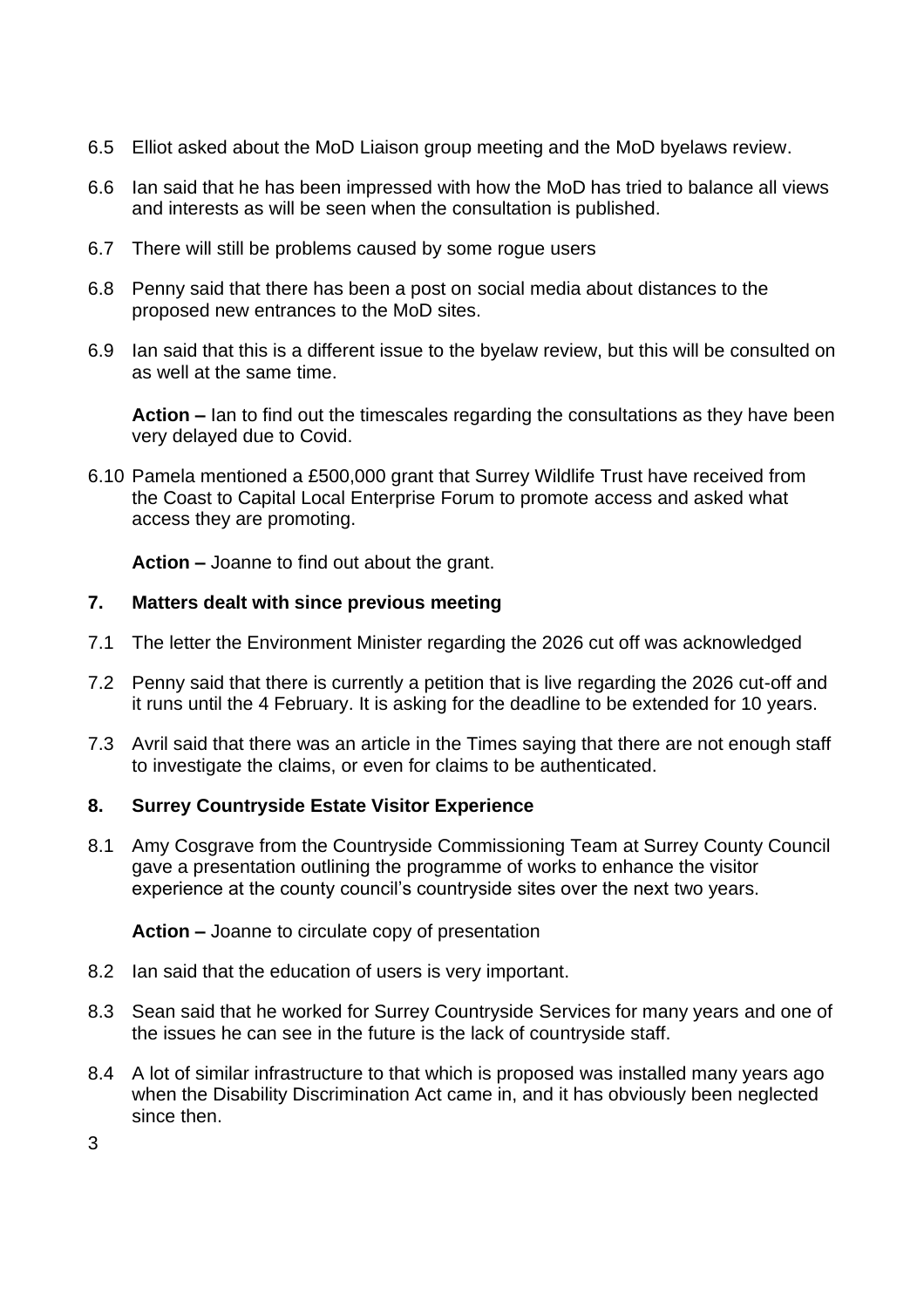6.5 Elliot asked about the MoD Liaison group meeting and the MoD byelaws review.

6.6 Ian said that he has been impressed with how the MoD has tried to balance all views and interests as will be seen when the consultation is published.

6.7 There will still be problems caused by some rogue users

6.8 Penny said that there has been a post on social media about distances to the proposed new entrances to the MoD sites.

6.9 Ian said that this is a different issue to the byelaw review, but this will be consulted on as well at the same time.

**Action –** Ian to find out the timescales regarding the consultations as they have been very delayed due to Covid.

6.10 Pamela mentioned a £500,000 grant that Surrey Wildlife Trust have received from the Coast to Capital Local Enterprise Forum to promote access and asked what access they are promoting.

**Action –** Joanne to find out about the grant.

## 7. Matters dealt with since previous meeting

7.1 The letter the Environment Minister regarding the 2026 cut off was acknowledged

7.2 Penny said that there is currently a petition that is live regarding the 2026 cut-off and it runs until the 4 February. It is asking for the deadline to be extended for 10 years.

7.3 Avril said that there was an article in the Times saying that there are not enough staff to investigate the claims, or even for claims to be authenticated.

## 8. Surrey Countryside Estate Visitor Experience

8.1 Amy Cosgrave from the Countryside Commissioning Team at Surrey County Council gave a presentation outlining the programme of works to enhance the visitor experience at the county council's countryside sites over the next two years.

**Action –** Joanne to circulate copy of presentation

8.2 Ian said that the education of users is very important.

8.3 Sean said that he worked for Surrey Countryside Services for many years and one of the issues he can see in the future is the lack of countryside staff.

8.4 A lot of similar infrastructure to that which is proposed was installed many years ago when the Disability Discrimination Act came in, and it has obviously been neglected since then.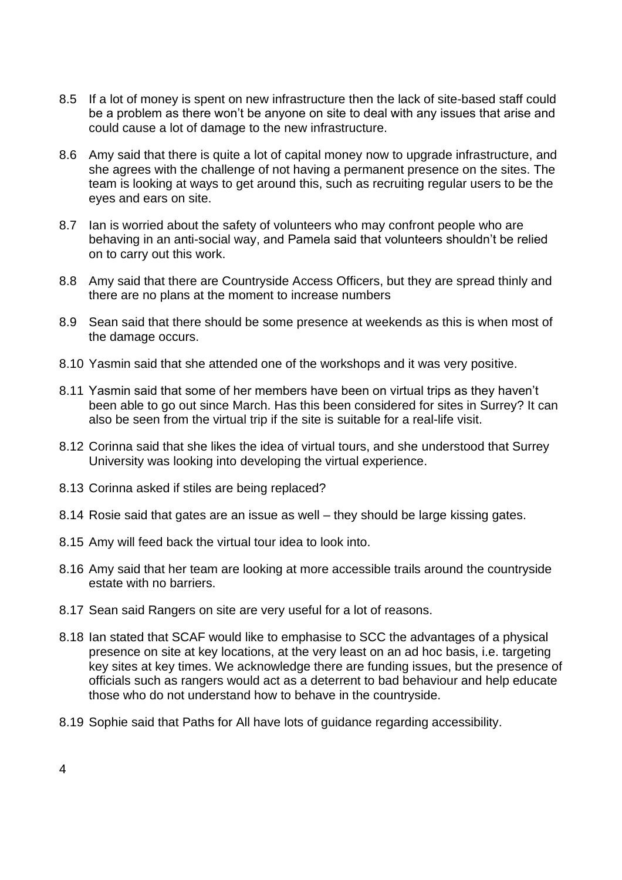8.5 If a lot of money is spent on new infrastructure then the lack of site-based staff could be a problem as there won't be anyone on site to deal with any issues that arise and could cause a lot of damage to the new infrastructure.

8.6 Amy said that there is quite a lot of capital money now to upgrade infrastructure, and she agrees with the challenge of not having a permanent presence on the sites. The team is looking at ways to get around this, such as recruiting regular users to be the eyes and ears on site.

8.7 Ian is worried about the safety of volunteers who may confront people who are behaving in an anti-social way, and Pamela said that volunteers shouldn't be relied on to carry out this work.

8.8 Amy said that there are Countryside Access Officers, but they are spread thinly and there are no plans at the moment to increase numbers

8.9 Sean said that there should be some presence at weekends as this is when most of the damage occurs.

8.10 Yasmin said that she attended one of the workshops and it was very positive.

8.11 Yasmin said that some of her members have been on virtual trips as they haven't been able to go out since March. Has this been considered for sites in Surrey? It can also be seen from the virtual trip if the site is suitable for a real-life visit.

8.12 Corinna said that she likes the idea of virtual tours, and she understood that Surrey University was looking into developing the virtual experience.

8.13 Corinna asked if stiles are being replaced?

8.14 Rosie said that gates are an issue as well – they should be large kissing gates.

8.15 Amy will feed back the virtual tour idea to look into.

8.16 Amy said that her team are looking at more accessible trails around the countryside estate with no barriers.

8.17 Sean said Rangers on site are very useful for a lot of reasons.

8.18 Ian stated that SCAF would like to emphasise to SCC the advantages of a physical presence on site at key locations, at the very least on an ad hoc basis, i.e. targeting key sites at key times. We acknowledge there are funding issues, but the presence of officials such as rangers would act as a deterrent to bad behaviour and help educate those who do not understand how to behave in the countryside.

8.19 Sophie said that Paths for All have lots of guidance regarding accessibility.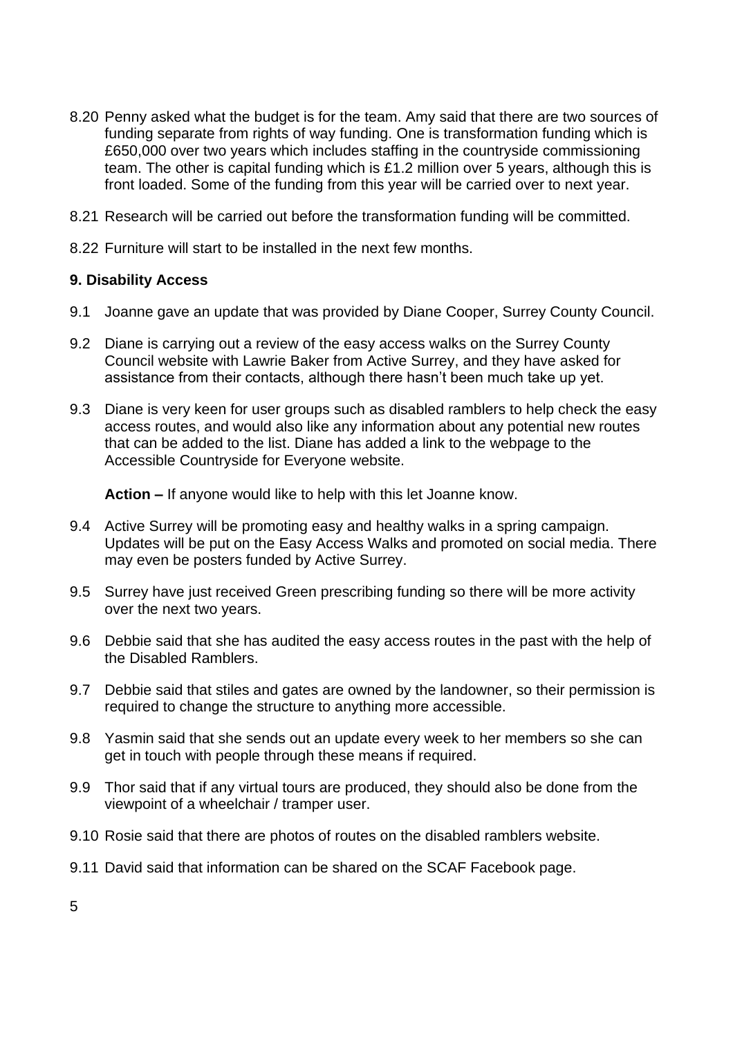8.20 Penny asked what the budget is for the team. Amy said that there are two sources of funding separate from rights of way funding. One is transformation funding which is £650,000 over two years which includes staffing in the countryside commissioning team. The other is capital funding which is £1.2 million over 5 years, although this is front loaded. Some of the funding from this year will be carried over to next year.

8.21 Research will be carried out before the transformation funding will be committed.

8.22 Furniture will start to be installed in the next few months.

**9. Disability Access**

9.1 Joanne gave an update that was provided by Diane Cooper, Surrey County Council.

9.2 Diane is carrying out a review of the easy access walks on the Surrey County Council website with Lawrie Baker from Active Surrey, and they have asked for assistance from their contacts, although there hasn't been much take up yet.

9.3 Diane is very keen for user groups such as disabled ramblers to help check the easy access routes, and would also like any information about any potential new routes that can be added to the list. Diane has added a link to the webpage to the Accessible Countryside for Everyone website.

**Action –** If anyone would like to help with this let Joanne know.

9.4 Active Surrey will be promoting easy and healthy walks in a spring campaign. Updates will be put on the Easy Access Walks and promoted on social media. There may even be posters funded by Active Surrey.

9.5 Surrey have just received Green prescribing funding so there will be more activity over the next two years.

9.6 Debbie said that she has audited the easy access routes in the past with the help of the Disabled Ramblers.

9.7 Debbie said that stiles and gates are owned by the landowner, so their permission is required to change the structure to anything more accessible.

9.8 Yasmin said that she sends out an update every week to her members so she can get in touch with people through these means if required.

9.9 Thor said that if any virtual tours are produced, they should also be done from the viewpoint of a wheelchair / tramper user.

9.10 Rosie said that there are photos of routes on the disabled ramblers website.

9.11 David said that information can be shared on the SCAF Facebook page.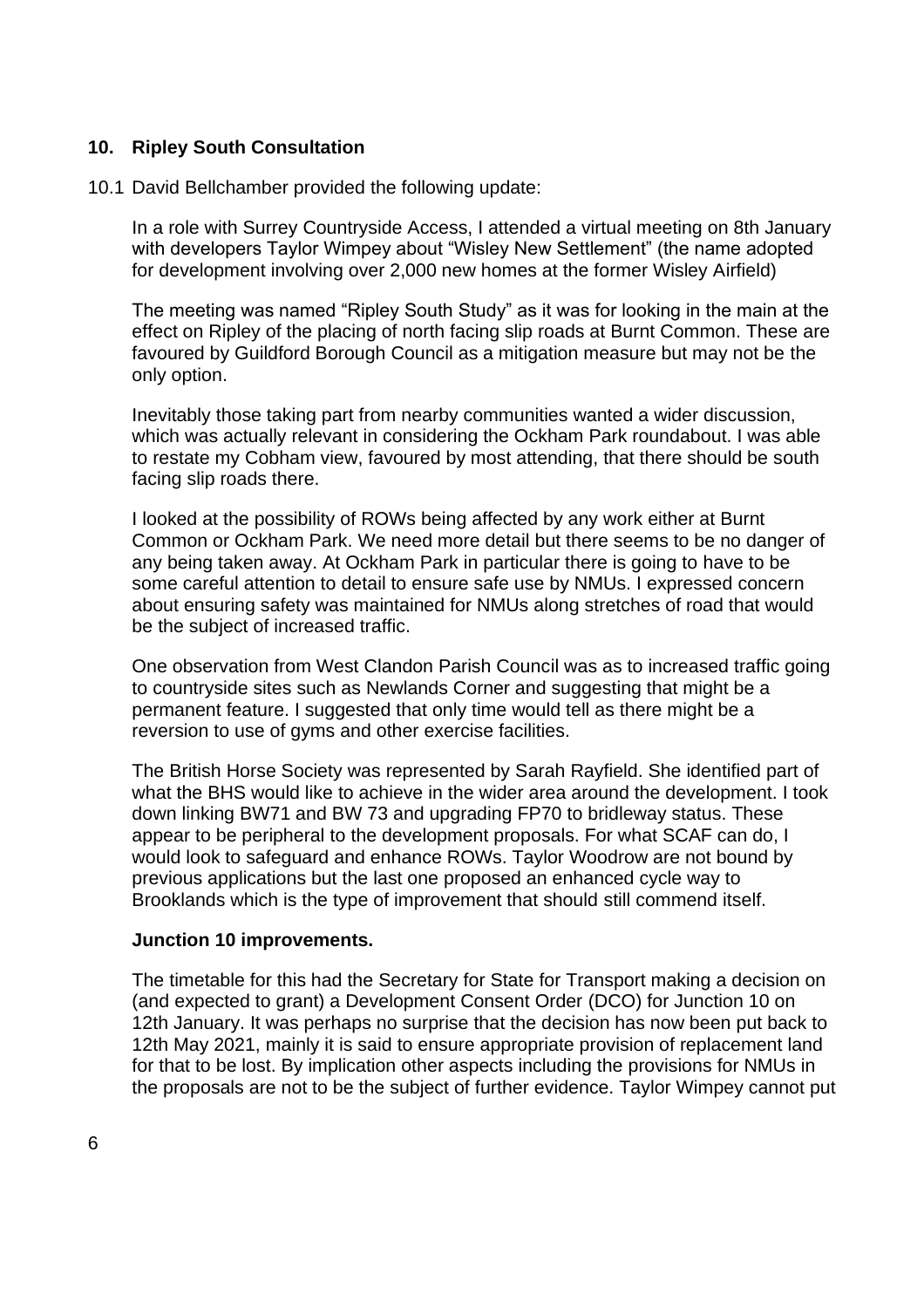## 10. Ripley South Consultation

10.1 David Bellchamber provided the following update:

In a role with Surrey Countryside Access, I attended a virtual meeting on 8th January with developers Taylor Wimpey about “Wisley New Settlement” (the name adopted for development involving over 2,000 new homes at the former Wisley Airfield)

The meeting was named “Ripley South Study” as it was for looking in the main at the effect on Ripley of the placing of north facing slip roads at Burnt Common. These are favoured by Guildford Borough Council as a mitigation measure but may not be the only option.

Inevitably those taking part from nearby communities wanted a wider discussion, which was actually relevant in considering the Ockham Park roundabout. I was able to restate my Cobham view, favoured by most attending, that there should be south facing slip roads there.

I looked at the possibility of ROWs being affected by any work either at Burnt Common or Ockham Park. We need more detail but there seems to be no danger of any being taken away. At Ockham Park in particular there is going to have to be some careful attention to detail to ensure safe use by NMUs. I expressed concern about ensuring safety was maintained for NMUs along stretches of road that would be the subject of increased traffic.

One observation from West Clandon Parish Council was as to increased traffic going to countryside sites such as Newlands Corner and suggesting that might be a permanent feature. I suggested that only time would tell as there might be a reversion to use of gyms and other exercise facilities.

The British Horse Society was represented by Sarah Rayfield. She identified part of what the BHS would like to achieve in the wider area around the development. I took down linking BW71 and BW 73 and upgrading FP70 to bridleway status. These appear to be peripheral to the development proposals. For what SCAF can do, I would look to safeguard and enhance ROWs. Taylor Woodrow are not bound by previous applications but the last one proposed an enhanced cycle way to Brooklands which is the type of improvement that should still commend itself.

**Junction 10 improvements.**

The timetable for this had the Secretary for State for Transport making a decision on (and expected to grant) a Development Consent Order (DCO) for Junction 10 on 12th January. It was perhaps no surprise that the decision has now been put back to 12th May 2021, mainly it is said to ensure appropriate provision of replacement land for that to be lost. By implication other aspects including the provisions for NMUs in the proposals are not to be the subject of further evidence. Taylor Wimpey cannot put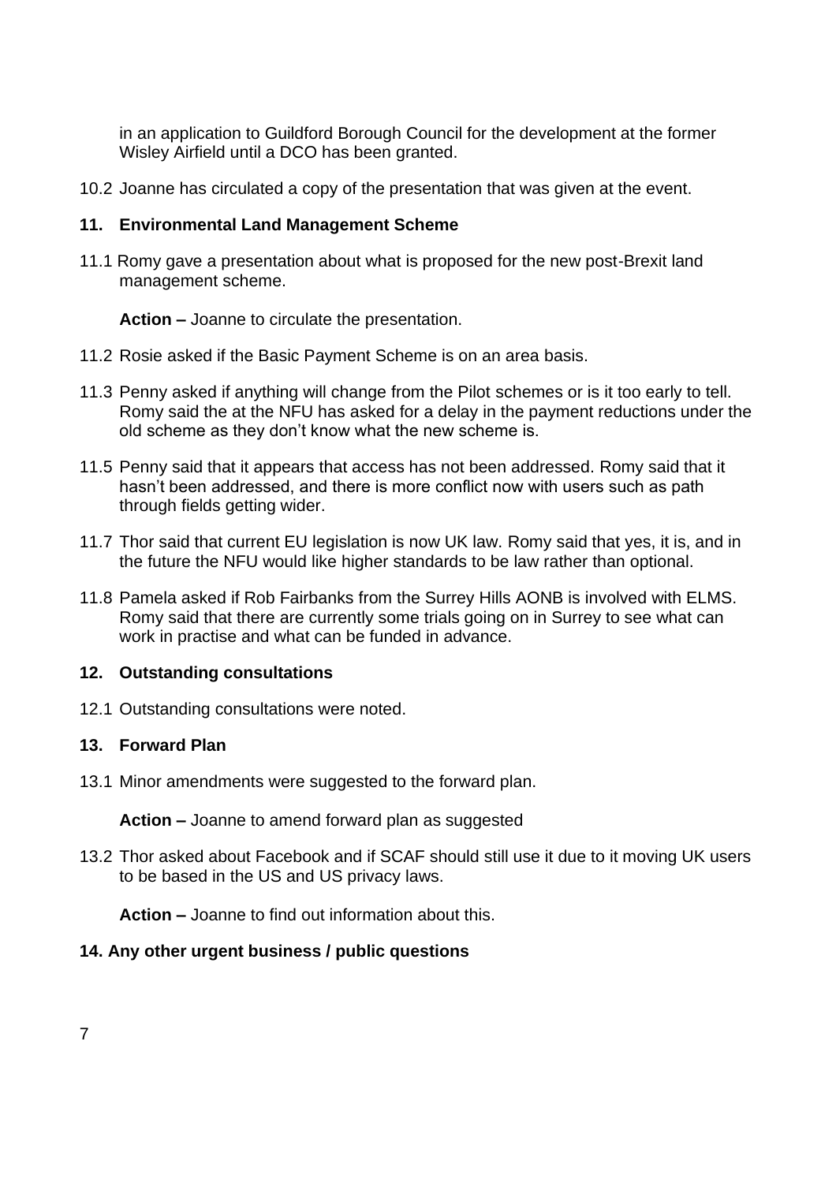in an application to Guildford Borough Council for the development at the former Wisley Airfield until a DCO has been granted.

10.2 Joanne has circulated a copy of the presentation that was given at the event.

## 11. Environmental Land Management Scheme

11.1 Romy gave a presentation about what is proposed for the new post-Brexit land management scheme.

**Action –** Joanne to circulate the presentation.

11.2 Rosie asked if the Basic Payment Scheme is on an area basis.

11.3 Penny asked if anything will change from the Pilot schemes or is it too early to tell. Romy said the at the NFU has asked for a delay in the payment reductions under the old scheme as they don't know what the new scheme is.

11.5 Penny said that it appears that access has not been addressed. Romy said that it hasn't been addressed, and there is more conflict now with users such as path through fields getting wider.

11.7 Thor said that current EU legislation is now UK law. Romy said that yes, it is, and in the future the NFU would like higher standards to be law rather than optional.

11.8 Pamela asked if Rob Fairbanks from the Surrey Hills AONB is involved with ELMS. Romy said that there are currently some trials going on in Surrey to see what can work in practise and what can be funded in advance.

## 12. Outstanding consultations

12.1 Outstanding consultations were noted.

## 13. Forward Plan

13.1 Minor amendments were suggested to the forward plan.

**Action –** Joanne to amend forward plan as suggested

13.2 Thor asked about Facebook and if SCAF should still use it due to it moving UK users to be based in the US and US privacy laws.

**Action –** Joanne to find out information about this.

## 14. Any other urgent business / public questions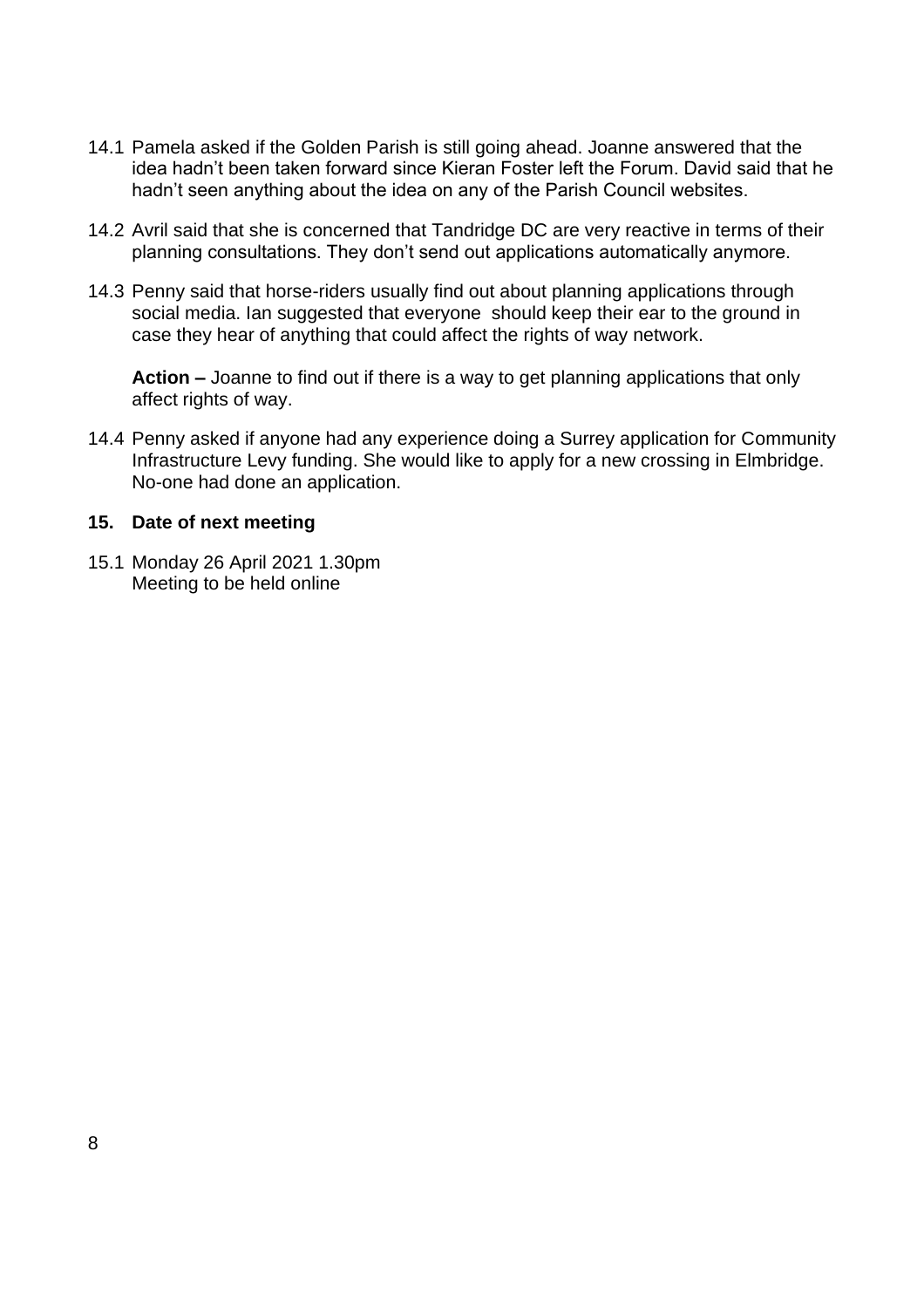14.1 Pamela asked if the Golden Parish is still going ahead. Joanne answered that the idea hadn't been taken forward since Kieran Foster left the Forum. David said that he hadn't seen anything about the idea on any of the Parish Council websites.

14.2 Avril said that she is concerned that Tandridge DC are very reactive in terms of their planning consultations. They don't send out applications automatically anymore.

14.3 Penny said that horse-riders usually find out about planning applications through social media. Ian suggested that everyone should keep their ear to the ground in case they hear of anything that could affect the rights of way network.

**Action –** Joanne to find out if there is a way to get planning applications that only affect rights of way.

14.4 Penny asked if anyone had any experience doing a Surrey application for Community Infrastructure Levy funding. She would like to apply for a new crossing in Elmbridge. No-one had done an application.

### 15. Date of next meeting

15.1 Monday 26 April 2021 1.30pm
Meeting to be held online